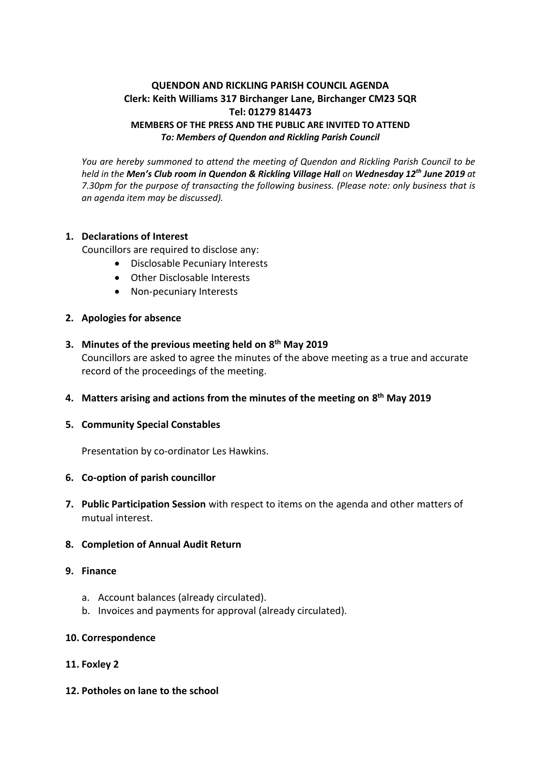**QUENDON AND RICKLING PARISH COUNCIL AGENDA**
**Clerk: Keith Williams 317 Birchanger Lane, Birchanger CM23 5QR**
**Tel: 01279 814473**
**MEMBERS OF THE PRESS AND THE PUBLIC ARE INVITED TO ATTEND**
***To: Members of Quendon and Rickling Parish Council***

*You are hereby summoned to attend the meeting of Quendon and Rickling Parish Council to be held in the **Men's Club room in Quendon & Rickling Village Hall** on **Wednesday 12th June 2019** at 7.30pm for the purpose of transacting the following business. (Please note: only business that is an agenda item may be discussed).*

1. **Declarations of Interest**
   Councillors are required to disclose any:
   - Disclosable Pecuniary Interests
   - Other Disclosable Interests
   - Non-pecuniary Interests

2. **Apologies for absence**

3. **Minutes of the previous meeting held on 8th May 2019**
   Councillors are asked to agree the minutes of the above meeting as a true and accurate record of the proceedings of the meeting.

4. **Matters arising and actions from the minutes of the meeting on 8th May 2019**

5. **Community Special Constables**

   Presentation by co-ordinator Les Hawkins.

6. **Co-option of parish councillor**

7. **Public Participation Session** with respect to items on the agenda and other matters of mutual interest.

8. **Completion of Annual Audit Return**

9. **Finance**

   a. Account balances (already circulated).
   b. Invoices and payments for approval (already circulated).

10. **Correspondence**

11. **Foxley 2**

12. **Potholes on lane to the school**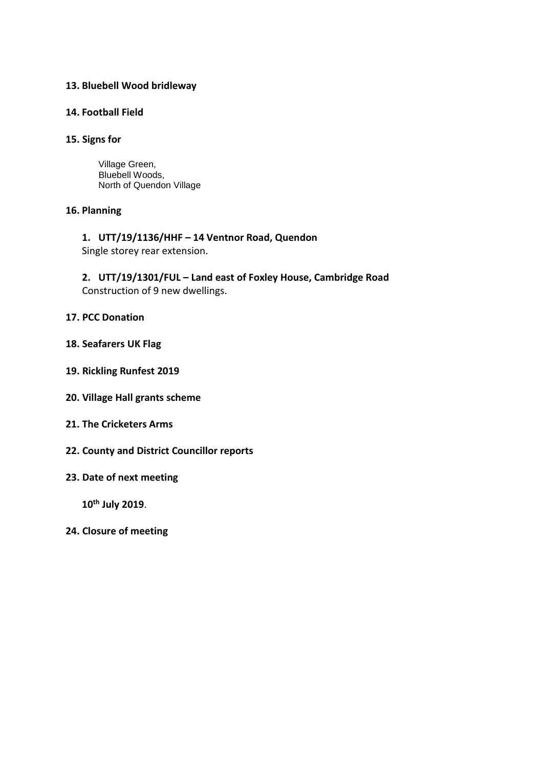**13. Bluebell Wood bridleway**

**14. Football Field**

**15. Signs for**

Village Green,
Bluebell Woods,
North of Quendon Village

**16. Planning**

1. **UTT/19/1136/HHF – 14 Ventnor Road, Quendon**
   Single storey rear extension.

2. **UTT/19/1301/FUL – Land east of Foxley House, Cambridge Road**
   Construction of 9 new dwellings.

**17. PCC Donation**

**18. Seafarers UK Flag**

**19. Rickling Runfest 2019**

**20. Village Hall grants scheme**

**21. The Cricketers Arms**

**22. County and District Councillor reports**

**23. Date of next meeting**

**10th July 2019**.

**24. Closure of meeting**